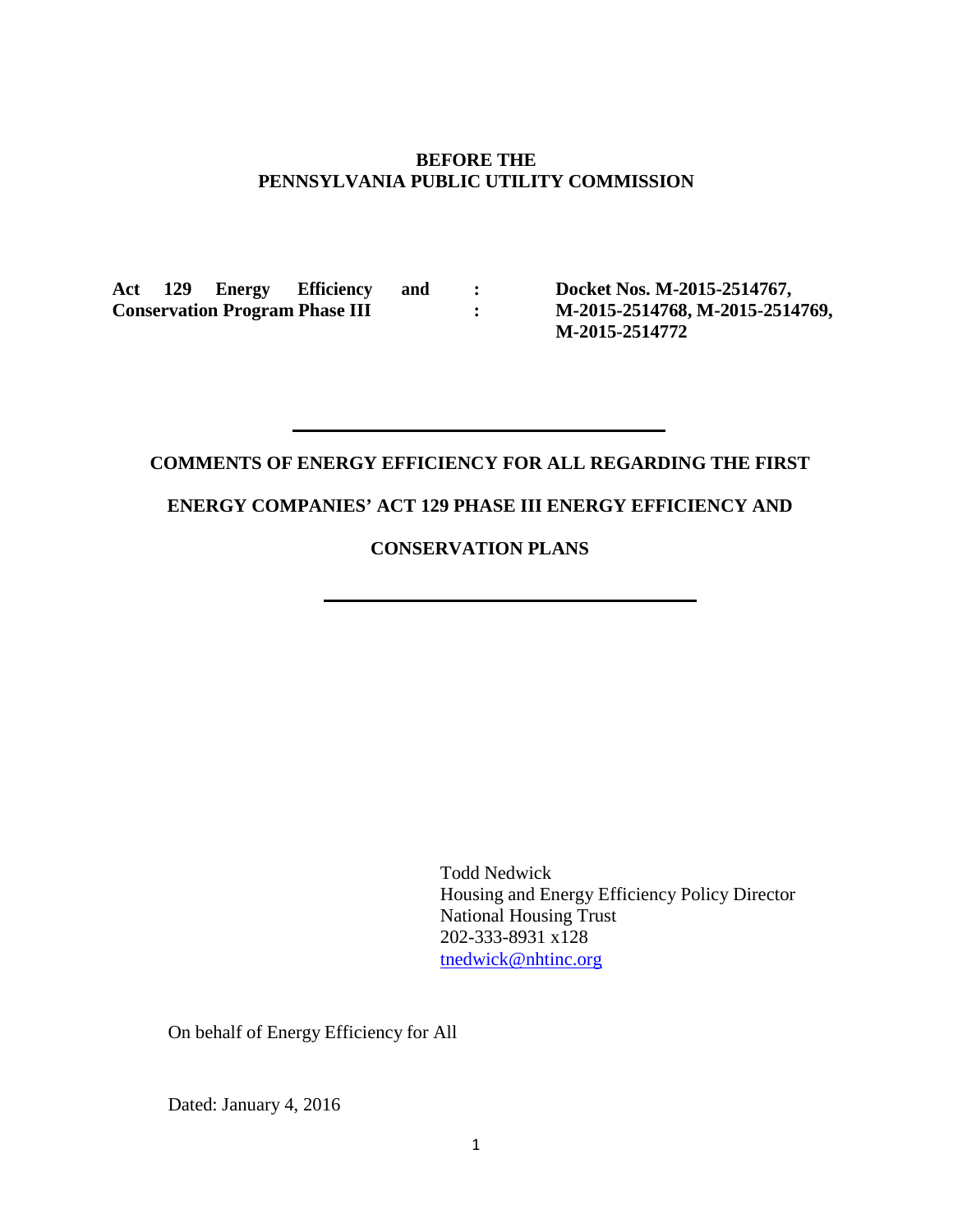**BEFORE THE**
**PENNSYLVANIA PUBLIC UTILITY COMMISSION**

| | | |
|---|---|---|
| **Act 129 Energy Efficiency and Conservation Program Phase III** | **:** **:** | **Docket Nos. M-2015-2514767, M-2015-2514768, M-2015-2514769, M-2015-2514772** |

---

**COMMENTS OF ENERGY EFFICIENCY FOR ALL REGARDING THE FIRST ENERGY COMPANIES' ACT 129 PHASE III ENERGY EFFICIENCY AND CONSERVATION PLANS**

---

Todd Nedwick
Housing and Energy Efficiency Policy Director
National Housing Trust
202-333-8931 x128
tnedwick@nhtinc.org

On behalf of Energy Efficiency for All

Dated: January 4, 2016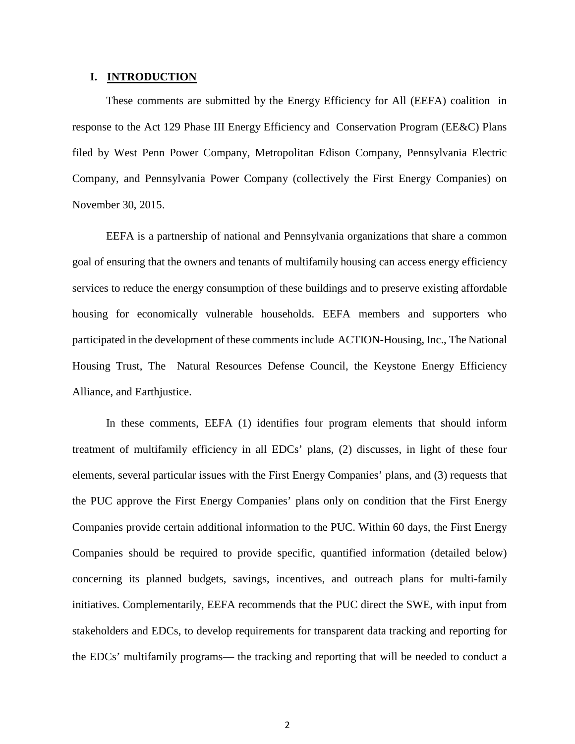## I. INTRODUCTION

These comments are submitted by the Energy Efficiency for All (EEFA) coalition in response to the Act 129 Phase III Energy Efficiency and Conservation Program (EE&C) Plans filed by West Penn Power Company, Metropolitan Edison Company, Pennsylvania Electric Company, and Pennsylvania Power Company (collectively the First Energy Companies) on November 30, 2015.

EEFA is a partnership of national and Pennsylvania organizations that share a common goal of ensuring that the owners and tenants of multifamily housing can access energy efficiency services to reduce the energy consumption of these buildings and to preserve existing affordable housing for economically vulnerable households. EEFA members and supporters who participated in the development of these comments include ACTION-Housing, Inc., The National Housing Trust, The Natural Resources Defense Council, the Keystone Energy Efficiency Alliance, and Earthjustice.

In these comments, EEFA (1) identifies four program elements that should inform treatment of multifamily efficiency in all EDCs' plans, (2) discusses, in light of these four elements, several particular issues with the First Energy Companies' plans, and (3) requests that the PUC approve the First Energy Companies' plans only on condition that the First Energy Companies provide certain additional information to the PUC. Within 60 days, the First Energy Companies should be required to provide specific, quantified information (detailed below) concerning its planned budgets, savings, incentives, and outreach plans for multi-family initiatives. Complementarily, EEFA recommends that the PUC direct the SWE, with input from stakeholders and EDCs, to develop requirements for transparent data tracking and reporting for the EDCs' multifamily programs— the tracking and reporting that will be needed to conduct a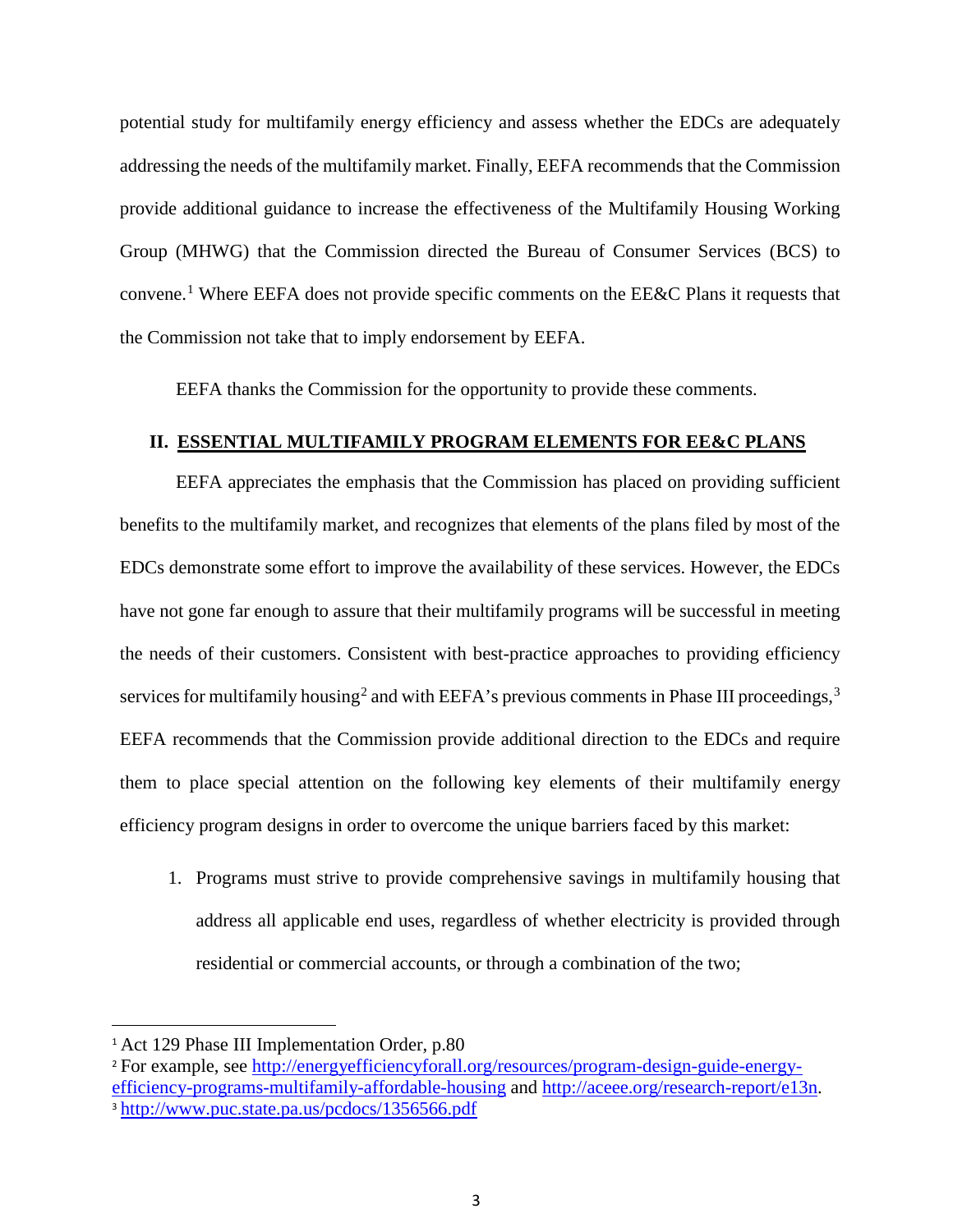potential study for multifamily energy efficiency and assess whether the EDCs are adequately addressing the needs of the multifamily market. Finally, EEFA recommends that the Commission provide additional guidance to increase the effectiveness of the Multifamily Housing Working Group (MHWG) that the Commission directed the Bureau of Consumer Services (BCS) to convene.[1] Where EEFA does not provide specific comments on the EE&C Plans it requests that the Commission not take that to imply endorsement by EEFA.

EEFA thanks the Commission for the opportunity to provide these comments.

## II. ESSENTIAL MULTIFAMILY PROGRAM ELEMENTS FOR EE&C PLANS

EEFA appreciates the emphasis that the Commission has placed on providing sufficient benefits to the multifamily market, and recognizes that elements of the plans filed by most of the EDCs demonstrate some effort to improve the availability of these services. However, the EDCs have not gone far enough to assure that their multifamily programs will be successful in meeting the needs of their customers. Consistent with best-practice approaches to providing efficiency services for multifamily housing[2] and with EEFA's previous comments in Phase III proceedings,[3] EEFA recommends that the Commission provide additional direction to the EDCs and require them to place special attention on the following key elements of their multifamily energy efficiency program designs in order to overcome the unique barriers faced by this market:

1. Programs must strive to provide comprehensive savings in multifamily housing that address all applicable end uses, regardless of whether electricity is provided through residential or commercial accounts, or through a combination of the two;

---

[1] Act 129 Phase III Implementation Order, p.80

[2] For example, see http://energyefficiencyforall.org/resources/program-design-guide-energy-efficiency-programs-multifamily-affordable-housing and http://aceee.org/research-report/e13n.

[3] http://www.puc.state.pa.us/pcdocs/1356566.pdf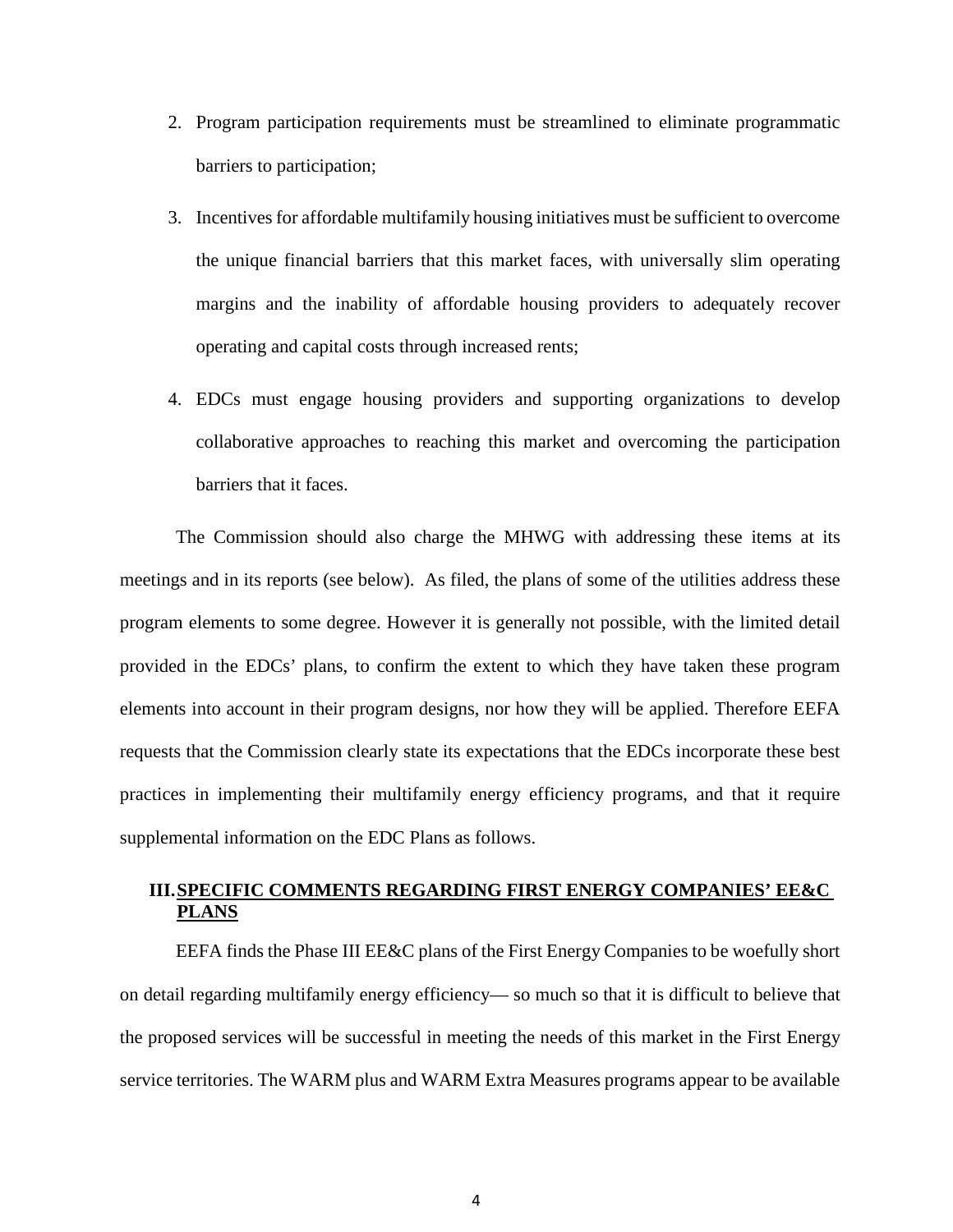2. Program participation requirements must be streamlined to eliminate programmatic barriers to participation;
3. Incentives for affordable multifamily housing initiatives must be sufficient to overcome the unique financial barriers that this market faces, with universally slim operating margins and the inability of affordable housing providers to adequately recover operating and capital costs through increased rents;
4. EDCs must engage housing providers and supporting organizations to develop collaborative approaches to reaching this market and overcoming the participation barriers that it faces.

The Commission should also charge the MHWG with addressing these items at its meetings and in its reports (see below). As filed, the plans of some of the utilities address these program elements to some degree. However it is generally not possible, with the limited detail provided in the EDCs' plans, to confirm the extent to which they have taken these program elements into account in their program designs, nor how they will be applied. Therefore EEFA requests that the Commission clearly state its expectations that the EDCs incorporate these best practices in implementing their multifamily energy efficiency programs, and that it require supplemental information on the EDC Plans as follows.

## III. SPECIFIC COMMENTS REGARDING FIRST ENERGY COMPANIES' EE&C PLANS

EEFA finds the Phase III EE&C plans of the First Energy Companies to be woefully short on detail regarding multifamily energy efficiency— so much so that it is difficult to believe that the proposed services will be successful in meeting the needs of this market in the First Energy service territories. The WARM plus and WARM Extra Measures programs appear to be available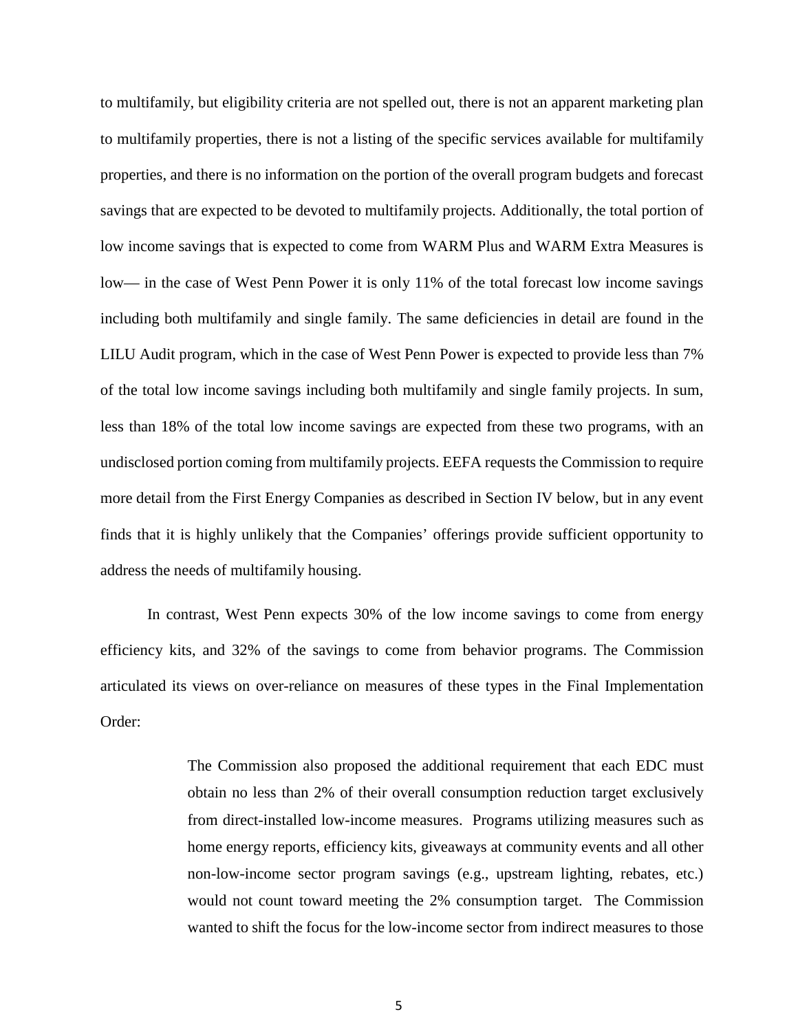to multifamily, but eligibility criteria are not spelled out, there is not an apparent marketing plan to multifamily properties, there is not a listing of the specific services available for multifamily properties, and there is no information on the portion of the overall program budgets and forecast savings that are expected to be devoted to multifamily projects. Additionally, the total portion of low income savings that is expected to come from WARM Plus and WARM Extra Measures is low— in the case of West Penn Power it is only 11% of the total forecast low income savings including both multifamily and single family. The same deficiencies in detail are found in the LILU Audit program, which in the case of West Penn Power is expected to provide less than 7% of the total low income savings including both multifamily and single family projects. In sum, less than 18% of the total low income savings are expected from these two programs, with an undisclosed portion coming from multifamily projects. EEFA requests the Commission to require more detail from the First Energy Companies as described in Section IV below, but in any event finds that it is highly unlikely that the Companies' offerings provide sufficient opportunity to address the needs of multifamily housing.

In contrast, West Penn expects 30% of the low income savings to come from energy efficiency kits, and 32% of the savings to come from behavior programs. The Commission articulated its views on over-reliance on measures of these types in the Final Implementation Order:

> The Commission also proposed the additional requirement that each EDC must obtain no less than 2% of their overall consumption reduction target exclusively from direct-installed low-income measures. Programs utilizing measures such as home energy reports, efficiency kits, giveaways at community events and all other non-low-income sector program savings (e.g., upstream lighting, rebates, etc.) would not count toward meeting the 2% consumption target. The Commission wanted to shift the focus for the low-income sector from indirect measures to those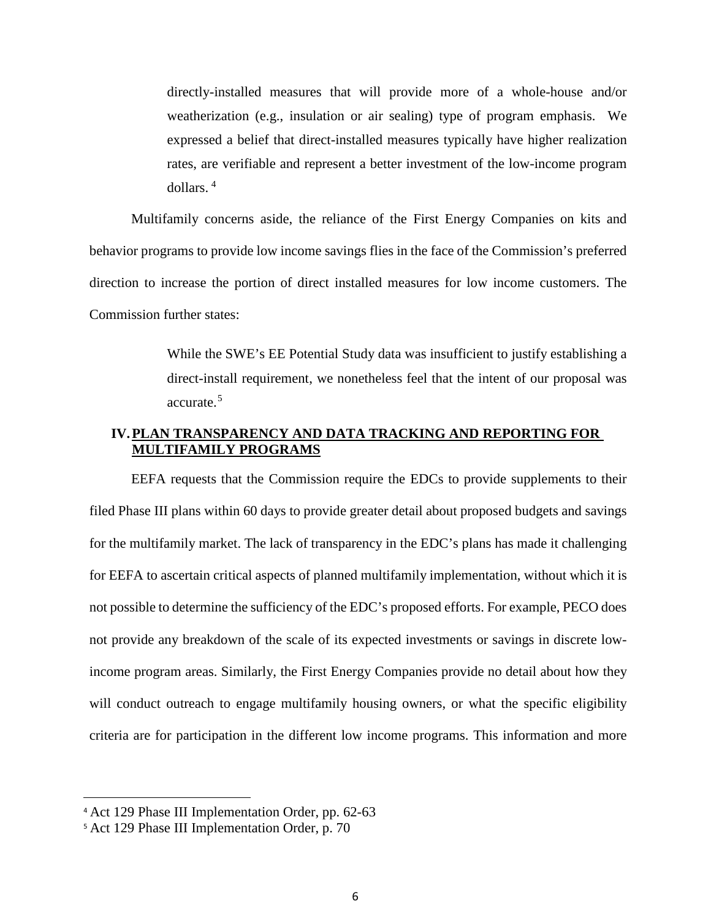> directly-installed measures that will provide more of a whole-house and/or weatherization (e.g., insulation or air sealing) type of program emphasis. We expressed a belief that direct-installed measures typically have higher realization rates, are verifiable and represent a better investment of the low-income program dollars. [4]

Multifamily concerns aside, the reliance of the First Energy Companies on kits and behavior programs to provide low income savings flies in the face of the Commission's preferred direction to increase the portion of direct installed measures for low income customers. The Commission further states:

> While the SWE's EE Potential Study data was insufficient to justify establishing a direct-install requirement, we nonetheless feel that the intent of our proposal was accurate. [5]

## IV. PLAN TRANSPARENCY AND DATA TRACKING AND REPORTING FOR MULTIFAMILY PROGRAMS

EEFA requests that the Commission require the EDCs to provide supplements to their filed Phase III plans within 60 days to provide greater detail about proposed budgets and savings for the multifamily market. The lack of transparency in the EDC's plans has made it challenging for EEFA to ascertain critical aspects of planned multifamily implementation, without which it is not possible to determine the sufficiency of the EDC's proposed efforts. For example, PECO does not provide any breakdown of the scale of its expected investments or savings in discrete low-income program areas. Similarly, the First Energy Companies provide no detail about how they will conduct outreach to engage multifamily housing owners, or what the specific eligibility criteria are for participation in the different low income programs. This information and more

---

[4] Act 129 Phase III Implementation Order, pp. 62-63

[5] Act 129 Phase III Implementation Order, p. 70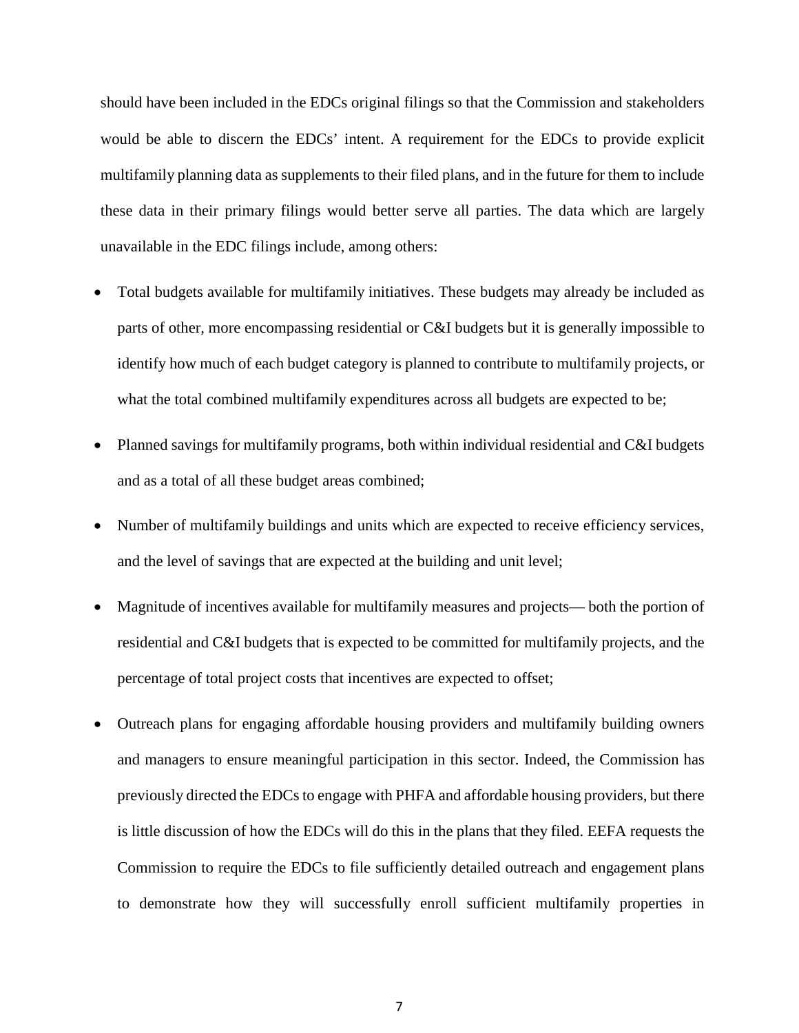should have been included in the EDCs original filings so that the Commission and stakeholders would be able to discern the EDCs' intent. A requirement for the EDCs to provide explicit multifamily planning data as supplements to their filed plans, and in the future for them to include these data in their primary filings would better serve all parties. The data which are largely unavailable in the EDC filings include, among others:

- Total budgets available for multifamily initiatives. These budgets may already be included as parts of other, more encompassing residential or C&I budgets but it is generally impossible to identify how much of each budget category is planned to contribute to multifamily projects, or what the total combined multifamily expenditures across all budgets are expected to be;
- Planned savings for multifamily programs, both within individual residential and C&I budgets and as a total of all these budget areas combined;
- Number of multifamily buildings and units which are expected to receive efficiency services, and the level of savings that are expected at the building and unit level;
- Magnitude of incentives available for multifamily measures and projects— both the portion of residential and C&I budgets that is expected to be committed for multifamily projects, and the percentage of total project costs that incentives are expected to offset;
- Outreach plans for engaging affordable housing providers and multifamily building owners and managers to ensure meaningful participation in this sector. Indeed, the Commission has previously directed the EDCs to engage with PHFA and affordable housing providers, but there is little discussion of how the EDCs will do this in the plans that they filed. EEFA requests the Commission to require the EDCs to file sufficiently detailed outreach and engagement plans to demonstrate how they will successfully enroll sufficient multifamily properties in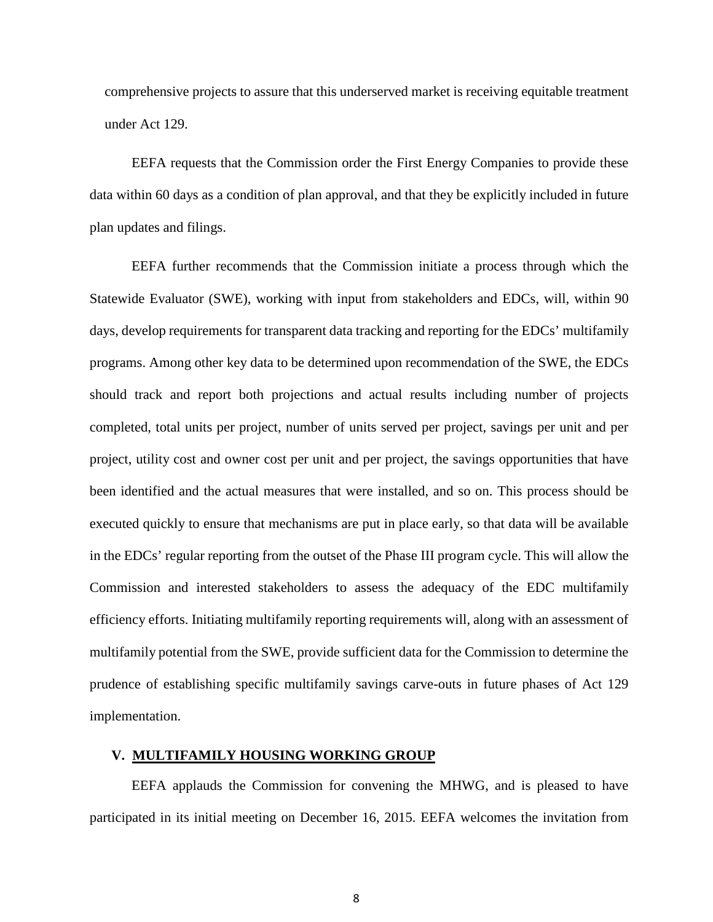comprehensive projects to assure that this underserved market is receiving equitable treatment under Act 129.

EEFA requests that the Commission order the First Energy Companies to provide these data within 60 days as a condition of plan approval, and that they be explicitly included in future plan updates and filings.

EEFA further recommends that the Commission initiate a process through which the Statewide Evaluator (SWE), working with input from stakeholders and EDCs, will, within 90 days, develop requirements for transparent data tracking and reporting for the EDCs' multifamily programs. Among other key data to be determined upon recommendation of the SWE, the EDCs should track and report both projections and actual results including number of projects completed, total units per project, number of units served per project, savings per unit and per project, utility cost and owner cost per unit and per project, the savings opportunities that have been identified and the actual measures that were installed, and so on. This process should be executed quickly to ensure that mechanisms are put in place early, so that data will be available in the EDCs' regular reporting from the outset of the Phase III program cycle. This will allow the Commission and interested stakeholders to assess the adequacy of the EDC multifamily efficiency efforts. Initiating multifamily reporting requirements will, along with an assessment of multifamily potential from the SWE, provide sufficient data for the Commission to determine the prudence of establishing specific multifamily savings carve-outs in future phases of Act 129 implementation.

## V. MULTIFAMILY HOUSING WORKING GROUP

EEFA applauds the Commission for convening the MHWG, and is pleased to have participated in its initial meeting on December 16, 2015. EEFA welcomes the invitation from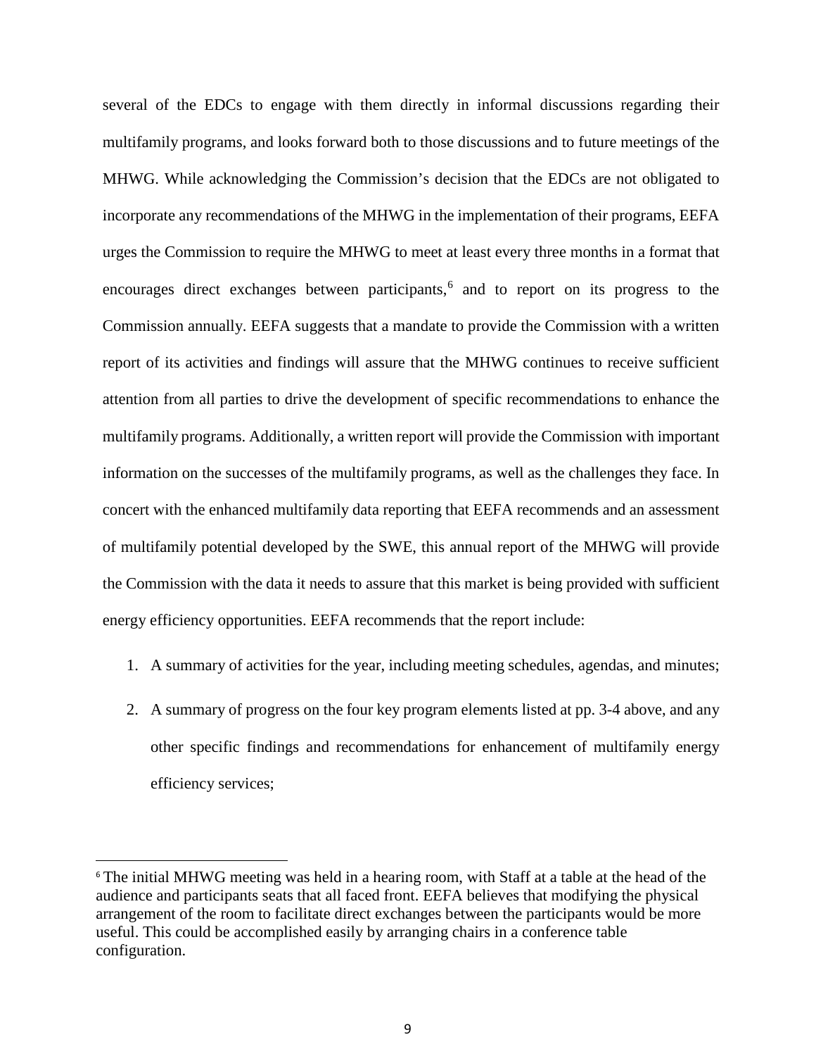several of the EDCs to engage with them directly in informal discussions regarding their multifamily programs, and looks forward both to those discussions and to future meetings of the MHWG. While acknowledging the Commission's decision that the EDCs are not obligated to incorporate any recommendations of the MHWG in the implementation of their programs, EEFA urges the Commission to require the MHWG to meet at least every three months in a format that encourages direct exchanges between participants,[6] and to report on its progress to the Commission annually. EEFA suggests that a mandate to provide the Commission with a written report of its activities and findings will assure that the MHWG continues to receive sufficient attention from all parties to drive the development of specific recommendations to enhance the multifamily programs. Additionally, a written report will provide the Commission with important information on the successes of the multifamily programs, as well as the challenges they face. In concert with the enhanced multifamily data reporting that EEFA recommends and an assessment of multifamily potential developed by the SWE, this annual report of the MHWG will provide the Commission with the data it needs to assure that this market is being provided with sufficient energy efficiency opportunities. EEFA recommends that the report include:

1. A summary of activities for the year, including meeting schedules, agendas, and minutes;
2. A summary of progress on the four key program elements listed at pp. 3-4 above, and any other specific findings and recommendations for enhancement of multifamily energy efficiency services;

[6] The initial MHWG meeting was held in a hearing room, with Staff at a table at the head of the audience and participants seats that all faced front. EEFA believes that modifying the physical arrangement of the room to facilitate direct exchanges between the participants would be more useful. This could be accomplished easily by arranging chairs in a conference table configuration.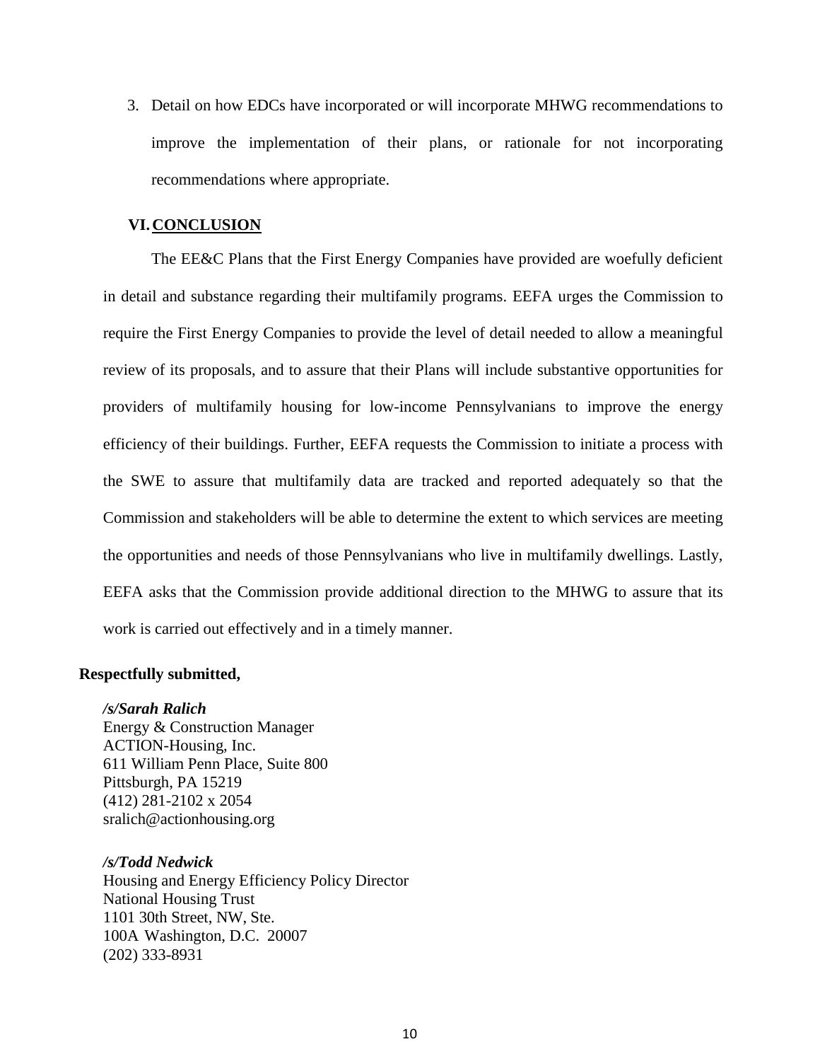3. Detail on how EDCs have incorporated or will incorporate MHWG recommendations to improve the implementation of their plans, or rationale for not incorporating recommendations where appropriate.

## VI. CONCLUSION

The EE&C Plans that the First Energy Companies have provided are woefully deficient in detail and substance regarding their multifamily programs. EEFA urges the Commission to require the First Energy Companies to provide the level of detail needed to allow a meaningful review of its proposals, and to assure that their Plans will include substantive opportunities for providers of multifamily housing for low-income Pennsylvanians to improve the energy efficiency of their buildings. Further, EEFA requests the Commission to initiate a process with the SWE to assure that multifamily data are tracked and reported adequately so that the Commission and stakeholders will be able to determine the extent to which services are meeting the opportunities and needs of those Pennsylvanians who live in multifamily dwellings. Lastly, EEFA asks that the Commission provide additional direction to the MHWG to assure that its work is carried out effectively and in a timely manner.

**Respectfully submitted,**

***/s/Sarah Ralich***
Energy & Construction Manager
ACTION-Housing, Inc.
611 William Penn Place, Suite 800
Pittsburgh, PA 15219
(412) 281-2102 x 2054
sralich@actionhousing.org

***/s/Todd Nedwick***
Housing and Energy Efficiency Policy Director
National Housing Trust
1101 30th Street, NW, Ste.
100A Washington, D.C. 20007
(202) 333-8931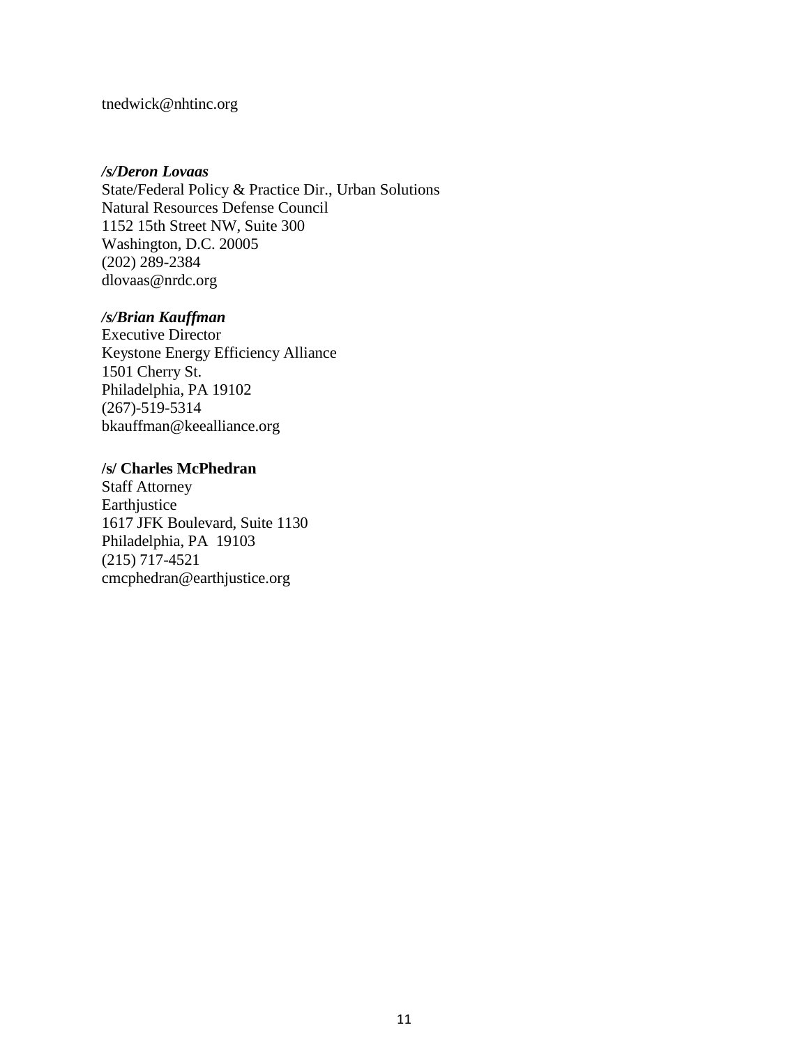tnedwick@nhtinc.org

***/s/Deron Lovaas***
State/Federal Policy & Practice Dir., Urban Solutions
Natural Resources Defense Council
1152 15th Street NW, Suite 300
Washington, D.C. 20005
(202) 289-2384
dlovaas@nrdc.org

***/s/Brian Kauffman***
Executive Director
Keystone Energy Efficiency Alliance
1501 Cherry St.
Philadelphia, PA 19102
(267)-519-5314
bkauffman@keealliance.org

**/s/ Charles McPhedran**
Staff Attorney
Earthjustice
1617 JFK Boulevard, Suite 1130
Philadelphia, PA 19103
(215) 717-4521
cmcphedran@earthjustice.org